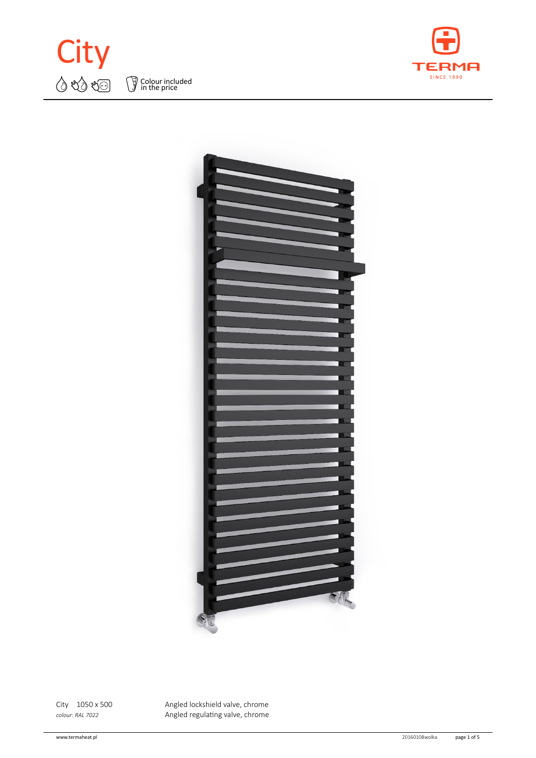# City

Colour included in the price

City 1050 x 500
*colour: RAL 7022*

Angled lockshield valve, chrome
Angled regulating valve, chrome

www.termaheat.pl 20160108wolka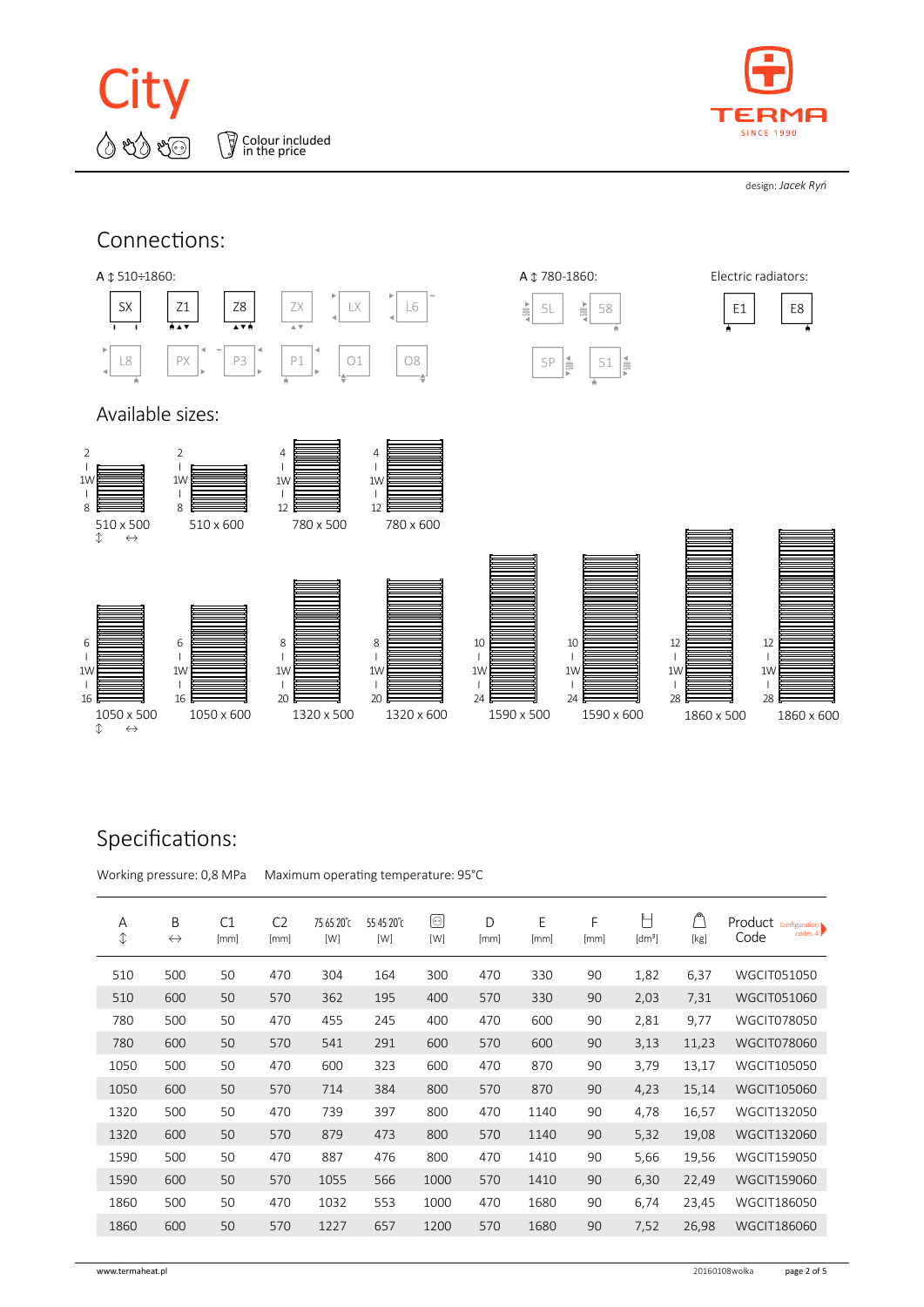# City

Colour included in the price

design: *Jacek Ryń*

## Connections:

A ↕ 510÷1860:

SX Z1 Z8 ZX LX L6
L8 PX P3 P1 O1 O8

A ↕ 780-1860:

5L 58
5P 51

Electric radiators:

E1 E8

## Available sizes:

| Size | Sections |
|---|---|
| 510 x 500 | 2 I 1W I 8 |
| 510 x 600 | 2 I 1W I 8 |
| 780 x 500 | 4 I 1W I 12 |
| 780 x 600 | 4 I 1W I 12 |
| 1050 x 500 | 6 I 1W I 16 |
| 1050 x 600 | 6 I 1W I 16 |
| 1320 x 500 | 8 I 1W I 20 |
| 1320 x 600 | 8 I 1W I 20 |
| 1590 x 500 | 10 I 1W I 24 |
| 1590 x 600 | 10 I 1W I 24 |
| 1860 x 500 | 12 I 1W I 28 |
| 1860 x 600 | 12 I 1W I 28 |

## Specifications:

Working pressure: 0,8 MPa Maximum operating temperature: 95°C

| A ↕ | B ↔ | C1 [mm] | C2 [mm] | 75 65 20°C [W] | 55 45 20°C [W] | [W] | D [mm] | E [mm] | F [mm] | [dm³] | [kg] | Product Code (Configuration codes. 4) |
|---|---|---|---|---|---|---|---|---|---|---|---|---|
| 510 | 500 | 50 | 470 | 304 | 164 | 300 | 470 | 330 | 90 | 1,82 | 6,37 | WGCIT051050 |
| 510 | 600 | 50 | 570 | 362 | 195 | 400 | 570 | 330 | 90 | 2,03 | 7,31 | WGCIT051060 |
| 780 | 500 | 50 | 470 | 455 | 245 | 400 | 470 | 600 | 90 | 2,81 | 9,77 | WGCIT078050 |
| 780 | 600 | 50 | 570 | 541 | 291 | 600 | 570 | 600 | 90 | 3,13 | 11,23 | WGCIT078060 |
| 1050 | 500 | 50 | 470 | 600 | 323 | 600 | 470 | 870 | 90 | 3,79 | 13,17 | WGCIT105050 |
| 1050 | 600 | 50 | 570 | 714 | 384 | 800 | 570 | 870 | 90 | 4,23 | 15,14 | WGCIT105060 |
| 1320 | 500 | 50 | 470 | 739 | 397 | 800 | 470 | 1140 | 90 | 4,78 | 16,57 | WGCIT132050 |
| 1320 | 600 | 50 | 570 | 879 | 473 | 800 | 570 | 1140 | 90 | 5,32 | 19,08 | WGCIT132060 |
| 1590 | 500 | 50 | 470 | 887 | 476 | 800 | 470 | 1410 | 90 | 5,66 | 19,56 | WGCIT159050 |
| 1590 | 600 | 50 | 570 | 1055 | 566 | 1000 | 570 | 1410 | 90 | 6,30 | 22,49 | WGCIT159060 |
| 1860 | 500 | 50 | 470 | 1032 | 553 | 1000 | 470 | 1680 | 90 | 6,74 | 23,45 | WGCIT186050 |
| 1860 | 600 | 50 | 570 | 1227 | 657 | 1200 | 570 | 1680 | 90 | 7,52 | 26,98 | WGCIT186060 |

www.termaheat.pl 20160108wolka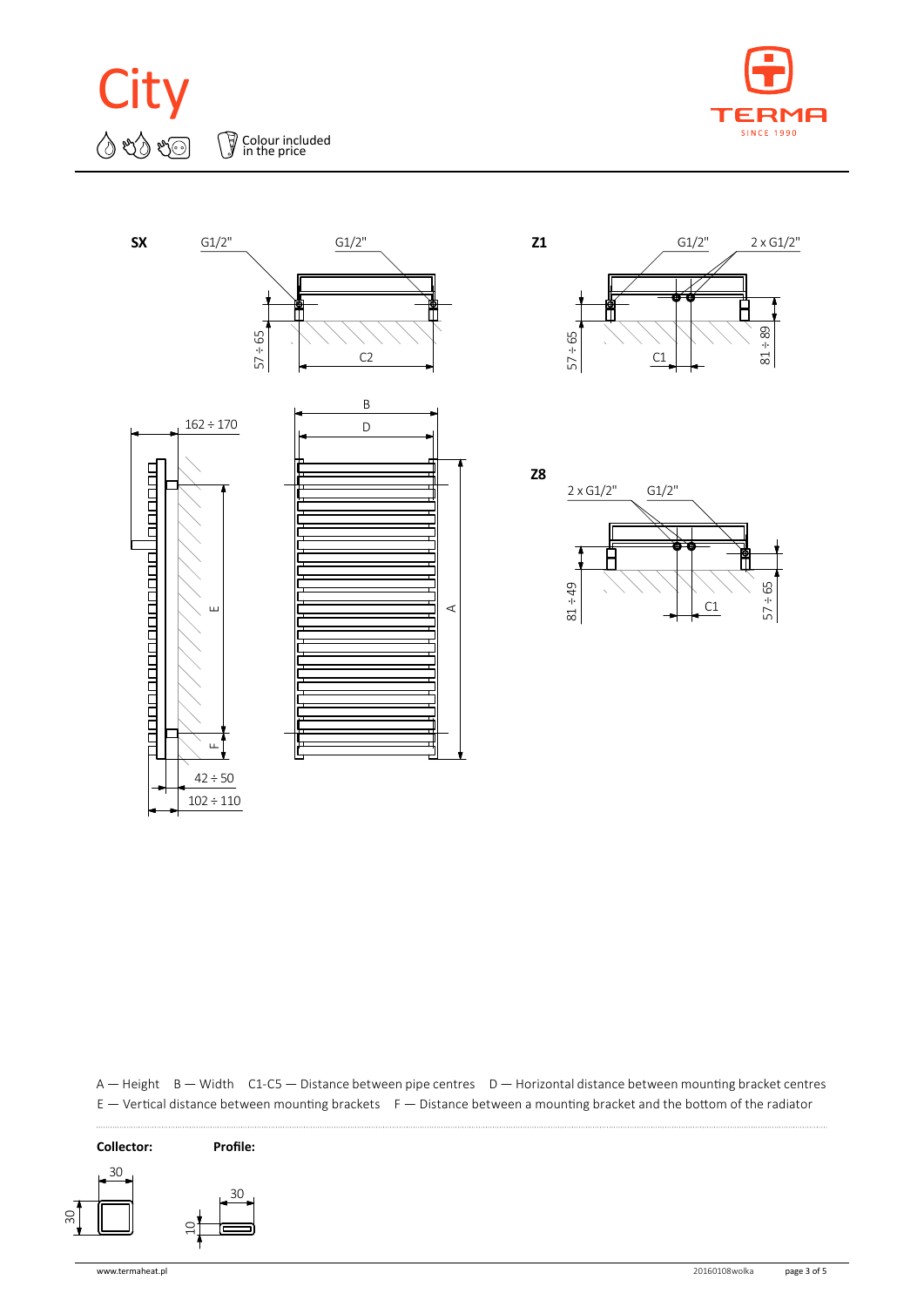# City

Colour included in the price

**SX**

G1/2" G1/2"

57 ÷ 65

C2

**Z1**

G1/2" 2 x G1/2"

57 ÷ 65

C1

81 ÷ 89

162 ÷ 170

B

D

E

A

F

42 ÷ 50

102 ÷ 110

**Z8**

2 x G1/2" G1/2"

81 ÷ 49

C1

57 ÷ 65

A — Height B — Width C1-C5 — Distance between pipe centres D — Horizontal distance between mounting bracket centres
E — Vertical distance between mounting brackets F — Distance between a mounting bracket and the bottom of the radiator

**Collector:**

30

30

**Profile:**

30

10

www.termaheat.pl

20160108wolka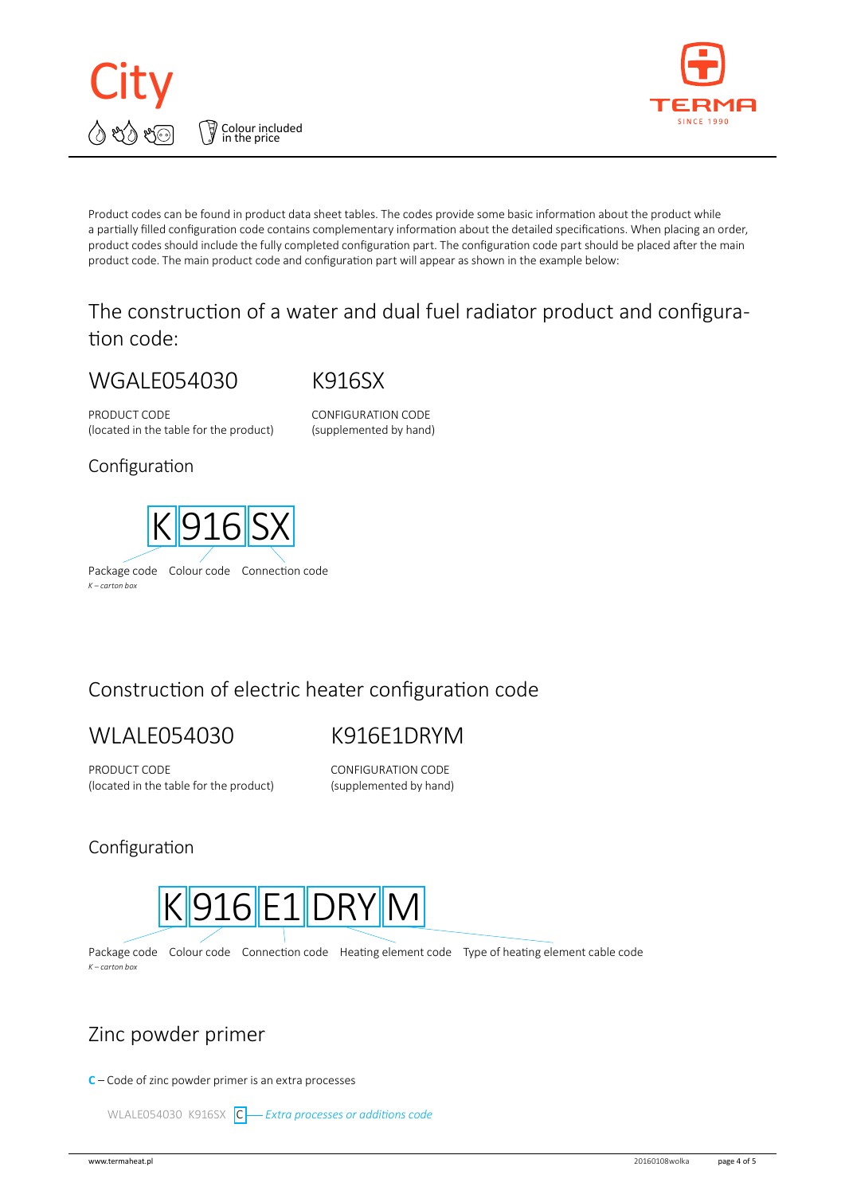# City

Colour included in the price

Product codes can be found in product data sheet tables. The codes provide some basic information about the product while a partially filled configuration code contains complementary information about the detailed specifications. When placing an order, product codes should include the fully completed configuration part. The configuration code part should be placed after the main product code. The main product code and configuration part will appear as shown in the example below:

## The construction of a water and dual fuel radiator product and configuration code:

| WGALE054030 | K916SX |
|---|---|
| PRODUCT CODE (located in the table for the product) | CONFIGURATION CODE (supplemented by hand) |

### Configuration

K | 916 | SX

- K – Package code (*K – carton box*)
- 916 – Colour code
- SX – Connection code

## Construction of electric heater configuration code

| WLALE054030 | K916E1DRYM |
|---|---|
| PRODUCT CODE (located in the table for the product) | CONFIGURATION CODE (supplemented by hand) |

### Configuration

K | 916 | E1 | DRY | M

- K – Package code (*K – carton box*)
- 916 – Colour code
- E1 – Connection code
- DRY – Heating element code
- M – Type of heating element cable code

## Zinc powder primer

**C** – Code of zinc powder primer is an extra processes

WLALE054030 K916SX C — *Extra processes or additions code*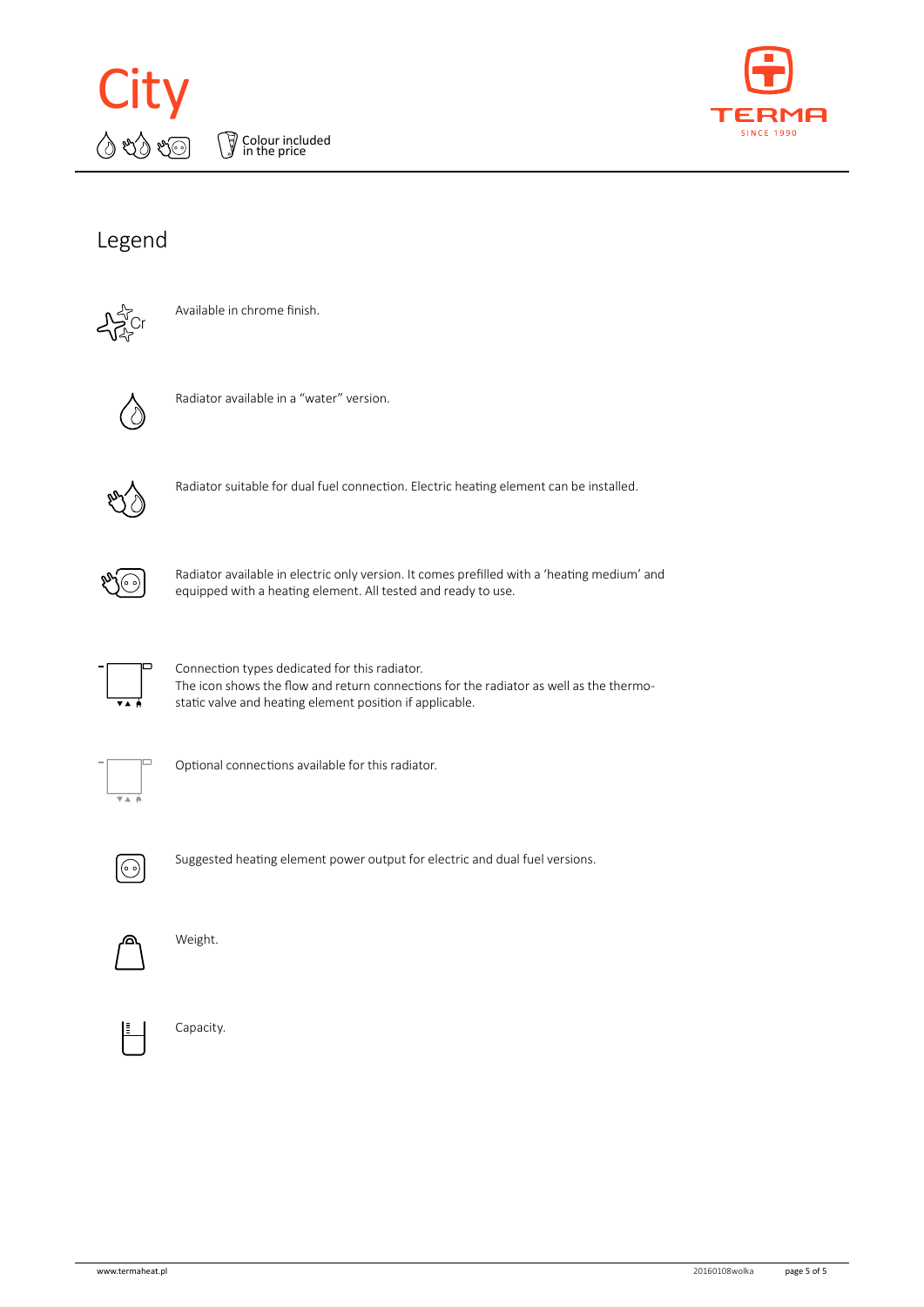# City

Colour included in the price

## Legend

Available in chrome finish.

Radiator available in a “water” version.

Radiator suitable for dual fuel connection. Electric heating element can be installed.

Radiator available in electric only version. It comes prefilled with a ‘heating medium’ and equipped with a heating element. All tested and ready to use.

Connection types dedicated for this radiator.
The icon shows the flow and return connections for the radiator as well as the thermostatic valve and heating element position if applicable.

Optional connections available for this radiator.

Suggested heating element power output for electric and dual fuel versions.

Weight.

Capacity.